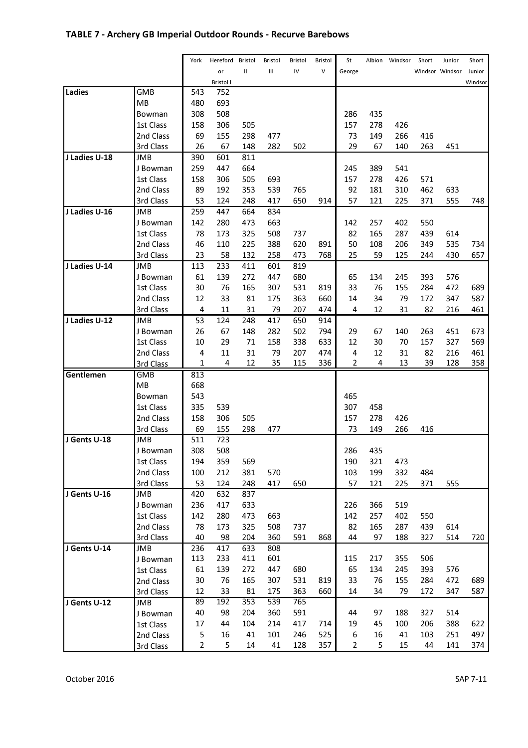## TABLE 7 - Archery GB Imperial Outdoor Rounds - Recurve Barebows

| | | York | Hereford or Bristol I | Bristol II | Bristol III | Bristol IV | Bristol V | St George | Albion | Windsor | Short Windsor | Junior Windsor | Short Junior Windsor |
|---|---|---|---|---|---|---|---|---|---|---|---|---|---|
| **Ladies** | GMB | 543 | 752 | | | | | | | | | | |
| | MB | 480 | 693 | | | | | | | | | | |
| | Bowman | 308 | 508 | | | | | 286 | 435 | | | | |
| | 1st Class | 158 | 306 | 505 | | | | 157 | 278 | 426 | | | |
| | 2nd Class | 69 | 155 | 298 | 477 | | | 73 | 149 | 266 | 416 | | |
| | 3rd Class | 26 | 67 | 148 | 282 | 502 | | 29 | 67 | 140 | 263 | 451 | |
| **J Ladies U-18** | JMB | 390 | 601 | 811 | | | | | | | | | |
| | J Bowman | 259 | 447 | 664 | | | | 245 | 389 | 541 | | | |
| | 1st Class | 158 | 306 | 505 | 693 | | | 157 | 278 | 426 | 571 | | |
| | 2nd Class | 89 | 192 | 353 | 539 | 765 | | 92 | 181 | 310 | 462 | 633 | |
| | 3rd Class | 53 | 124 | 248 | 417 | 650 | 914 | 57 | 121 | 225 | 371 | 555 | 748 |
| **J Ladies U-16** | JMB | 259 | 447 | 664 | 834 | | | | | | | | |
| | J Bowman | 142 | 280 | 473 | 663 | | | 142 | 257 | 402 | 550 | | |
| | 1st Class | 78 | 173 | 325 | 508 | 737 | | 82 | 165 | 287 | 439 | 614 | |
| | 2nd Class | 46 | 110 | 225 | 388 | 620 | 891 | 50 | 108 | 206 | 349 | 535 | 734 |
| | 3rd Class | 23 | 58 | 132 | 258 | 473 | 768 | 25 | 59 | 125 | 244 | 430 | 657 |
| **J Ladies U-14** | JMB | 113 | 233 | 411 | 601 | 819 | | | | | | | |
| | J Bowman | 61 | 139 | 272 | 447 | 680 | | 65 | 134 | 245 | 393 | 576 | |
| | 1st Class | 30 | 76 | 165 | 307 | 531 | 819 | 33 | 76 | 155 | 284 | 472 | 689 |
| | 2nd Class | 12 | 33 | 81 | 175 | 363 | 660 | 14 | 34 | 79 | 172 | 347 | 587 |
| | 3rd Class | 4 | 11 | 31 | 79 | 207 | 474 | 4 | 12 | 31 | 82 | 216 | 461 |
| **J Ladies U-12** | JMB | 53 | 124 | 248 | 417 | 650 | 914 | | | | | | |
| | J Bowman | 26 | 67 | 148 | 282 | 502 | 794 | 29 | 67 | 140 | 263 | 451 | 673 |
| | 1st Class | 10 | 29 | 71 | 158 | 338 | 633 | 12 | 30 | 70 | 157 | 327 | 569 |
| | 2nd Class | 4 | 11 | 31 | 79 | 207 | 474 | 4 | 12 | 31 | 82 | 216 | 461 |
| | 3rd Class | 1 | 4 | 12 | 35 | 115 | 336 | 2 | 4 | 13 | 39 | 128 | 358 |
| **Gentlemen** | GMB | 813 | | | | | | | | | | | |
| | MB | 668 | | | | | | | | | | | |
| | Bowman | 543 | | | | | | 465 | | | | | |
| | 1st Class | 335 | 539 | | | | | 307 | 458 | | | | |
| | 2nd Class | 158 | 306 | 505 | | | | 157 | 278 | 426 | | | |
| | 3rd Class | 69 | 155 | 298 | 477 | | | 73 | 149 | 266 | 416 | | |
| **J Gents U-18** | JMB | 511 | 723 | | | | | | | | | | |
| | J Bowman | 308 | 508 | | | | | 286 | 435 | | | | |
| | 1st Class | 194 | 359 | 569 | | | | 190 | 321 | 473 | | | |
| | 2nd Class | 100 | 212 | 381 | 570 | | | 103 | 199 | 332 | 484 | | |
| | 3rd Class | 53 | 124 | 248 | 417 | 650 | | 57 | 121 | 225 | 371 | 555 | |
| **J Gents U-16** | JMB | 420 | 632 | 837 | | | | | | | | | |
| | J Bowman | 236 | 417 | 633 | | | | 226 | 366 | 519 | | | |
| | 1st Class | 142 | 280 | 473 | 663 | | | 142 | 257 | 402 | 550 | | |
| | 2nd Class | 78 | 173 | 325 | 508 | 737 | | 82 | 165 | 287 | 439 | 614 | |
| | 3rd Class | 40 | 98 | 204 | 360 | 591 | 868 | 44 | 97 | 188 | 327 | 514 | 720 |
| **J Gents U-14** | JMB | 236 | 417 | 633 | 808 | | | | | | | | |
| | J Bowman | 113 | 233 | 411 | 601 | | | 115 | 217 | 355 | 506 | | |
| | 1st Class | 61 | 139 | 272 | 447 | 680 | | 65 | 134 | 245 | 393 | 576 | |
| | 2nd Class | 30 | 76 | 165 | 307 | 531 | 819 | 33 | 76 | 155 | 284 | 472 | 689 |
| | 3rd Class | 12 | 33 | 81 | 175 | 363 | 660 | 14 | 34 | 79 | 172 | 347 | 587 |
| **J Gents U-12** | JMB | 89 | 192 | 353 | 539 | 765 | | | | | | | |
| | J Bowman | 40 | 98 | 204 | 360 | 591 | | 44 | 97 | 188 | 327 | 514 | |
| | 1st Class | 17 | 44 | 104 | 214 | 417 | 714 | 19 | 45 | 100 | 206 | 388 | 622 |
| | 2nd Class | 5 | 16 | 41 | 101 | 246 | 525 | 6 | 16 | 41 | 103 | 251 | 497 |
| | 3rd Class | 2 | 5 | 14 | 41 | 128 | 357 | 2 | 5 | 15 | 44 | 141 | 374 |

October 2016 SAP 7-11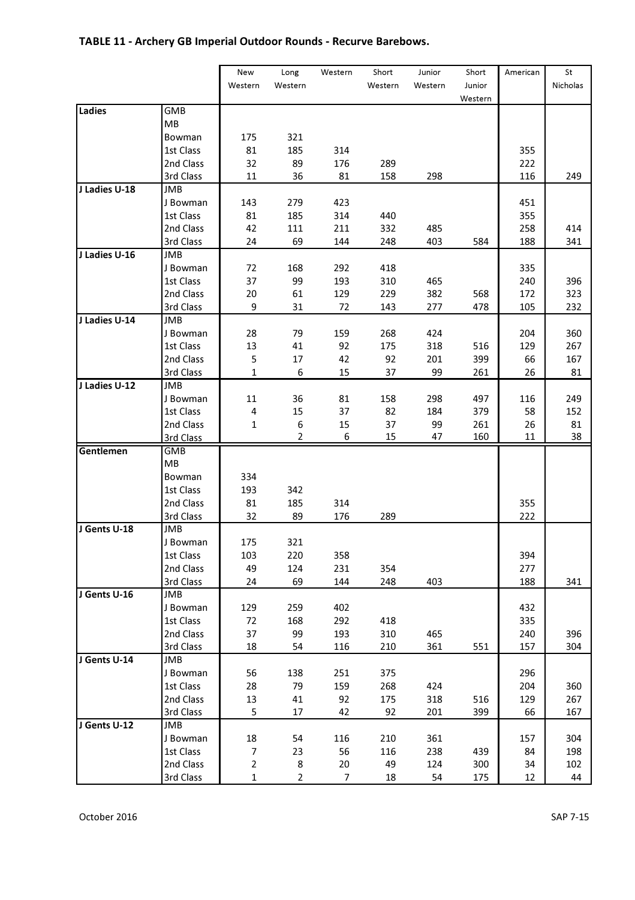## TABLE 11 - Archery GB Imperial Outdoor Rounds - Recurve Barebows.

| | | New Western | Long Western | Western | Short Western | Junior Western | Short Junior Western | American | St Nicholas |
|---|---|---|---|---|---|---|---|---|---|
| **Ladies** | GMB | | | | | | | | |
| | MB | | | | | | | | |
| | Bowman | 175 | 321 | | | | | | |
| | 1st Class | 81 | 185 | 314 | | | | 355 | |
| | 2nd Class | 32 | 89 | 176 | 289 | | | 222 | |
| | 3rd Class | 11 | 36 | 81 | 158 | 298 | | 116 | 249 |
| **J Ladies U-18** | JMB | | | | | | | | |
| | J Bowman | 143 | 279 | 423 | | | | 451 | |
| | 1st Class | 81 | 185 | 314 | 440 | | | 355 | |
| | 2nd Class | 42 | 111 | 211 | 332 | 485 | | 258 | 414 |
| | 3rd Class | 24 | 69 | 144 | 248 | 403 | 584 | 188 | 341 |
| **J Ladies U-16** | JMB | | | | | | | | |
| | J Bowman | 72 | 168 | 292 | 418 | | | 335 | |
| | 1st Class | 37 | 99 | 193 | 310 | 465 | | 240 | 396 |
| | 2nd Class | 20 | 61 | 129 | 229 | 382 | 568 | 172 | 323 |
| | 3rd Class | 9 | 31 | 72 | 143 | 277 | 478 | 105 | 232 |
| **J Ladies U-14** | JMB | | | | | | | | |
| | J Bowman | 28 | 79 | 159 | 268 | 424 | | 204 | 360 |
| | 1st Class | 13 | 41 | 92 | 175 | 318 | 516 | 129 | 267 |
| | 2nd Class | 5 | 17 | 42 | 92 | 201 | 399 | 66 | 167 |
| | 3rd Class | 1 | 6 | 15 | 37 | 99 | 261 | 26 | 81 |
| **J Ladies U-12** | JMB | | | | | | | | |
| | J Bowman | 11 | 36 | 81 | 158 | 298 | 497 | 116 | 249 |
| | 1st Class | 4 | 15 | 37 | 82 | 184 | 379 | 58 | 152 |
| | 2nd Class | 1 | 6 | 15 | 37 | 99 | 261 | 26 | 81 |
| | 3rd Class | | 2 | 6 | 15 | 47 | 160 | 11 | 38 |
| **Gentlemen** | GMB | | | | | | | | |
| | MB | | | | | | | | |
| | Bowman | 334 | | | | | | | |
| | 1st Class | 193 | 342 | | | | | | |
| | 2nd Class | 81 | 185 | 314 | | | | 355 | |
| | 3rd Class | 32 | 89 | 176 | 289 | | | 222 | |
| **J Gents U-18** | JMB | | | | | | | | |
| | J Bowman | 175 | 321 | | | | | | |
| | 1st Class | 103 | 220 | 358 | | | | 394 | |
| | 2nd Class | 49 | 124 | 231 | 354 | | | 277 | |
| | 3rd Class | 24 | 69 | 144 | 248 | 403 | | 188 | 341 |
| **J Gents U-16** | JMB | | | | | | | | |
| | J Bowman | 129 | 259 | 402 | | | | 432 | |
| | 1st Class | 72 | 168 | 292 | 418 | | | 335 | |
| | 2nd Class | 37 | 99 | 193 | 310 | 465 | | 240 | 396 |
| | 3rd Class | 18 | 54 | 116 | 210 | 361 | 551 | 157 | 304 |
| **J Gents U-14** | JMB | | | | | | | | |
| | J Bowman | 56 | 138 | 251 | 375 | | | 296 | |
| | 1st Class | 28 | 79 | 159 | 268 | 424 | | 204 | 360 |
| | 2nd Class | 13 | 41 | 92 | 175 | 318 | 516 | 129 | 267 |
| | 3rd Class | 5 | 17 | 42 | 92 | 201 | 399 | 66 | 167 |
| **J Gents U-12** | JMB | | | | | | | | |
| | J Bowman | 18 | 54 | 116 | 210 | 361 | | 157 | 304 |
| | 1st Class | 7 | 23 | 56 | 116 | 238 | 439 | 84 | 198 |
| | 2nd Class | 2 | 8 | 20 | 49 | 124 | 300 | 34 | 102 |
| | 3rd Class | 1 | 2 | 7 | 18 | 54 | 175 | 12 | 44 |

October 2016 SAP 7-15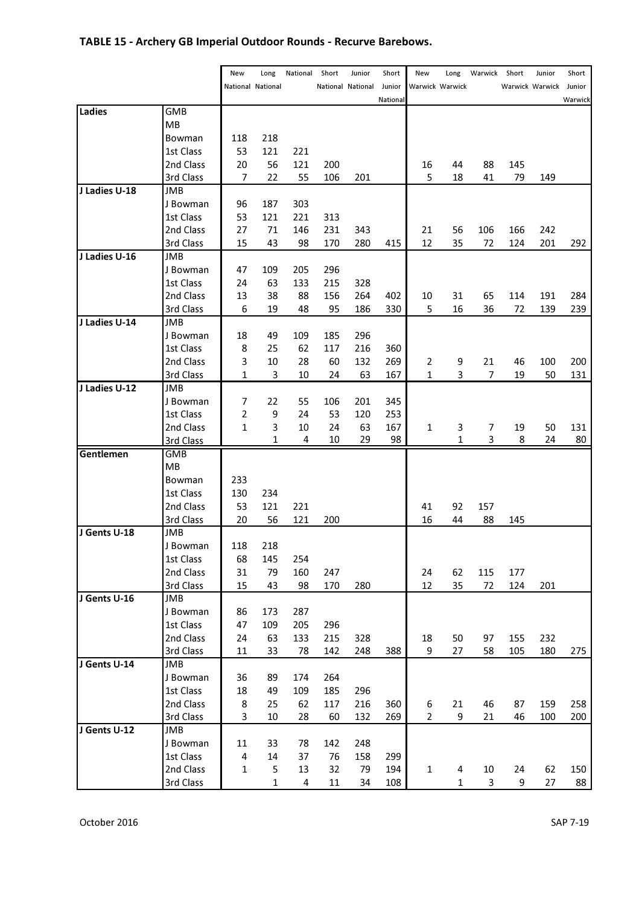## TABLE 15 - Archery GB Imperial Outdoor Rounds - Recurve Barebows.

| | | New National | Long National | National | Short National | Junior National | Short Junior National | New Warwick | Long Warwick | Warwick | Short Warwick | Junior Warwick | Short Junior Warwick |
|---|---|---|---|---|---|---|---|---|---|---|---|---|---|
| **Ladies** | GMB | | | | | | | | | | | | |
| | MB | | | | | | | | | | | | |
| | Bowman | 118 | 218 | | | | | | | | | | |
| | 1st Class | 53 | 121 | 221 | | | | | | | | | |
| | 2nd Class | 20 | 56 | 121 | 200 | | | 16 | 44 | 88 | 145 | | |
| | 3rd Class | 7 | 22 | 55 | 106 | 201 | | 5 | 18 | 41 | 79 | 149 | |
| **J Ladies U-18** | JMB | | | | | | | | | | | | |
| | J Bowman | 96 | 187 | 303 | | | | | | | | | |
| | 1st Class | 53 | 121 | 221 | 313 | | | | | | | | |
| | 2nd Class | 27 | 71 | 146 | 231 | 343 | | 21 | 56 | 106 | 166 | 242 | |
| | 3rd Class | 15 | 43 | 98 | 170 | 280 | 415 | 12 | 35 | 72 | 124 | 201 | 292 |
| **J Ladies U-16** | JMB | | | | | | | | | | | | |
| | J Bowman | 47 | 109 | 205 | 296 | | | | | | | | |
| | 1st Class | 24 | 63 | 133 | 215 | 328 | | | | | | | |
| | 2nd Class | 13 | 38 | 88 | 156 | 264 | 402 | 10 | 31 | 65 | 114 | 191 | 284 |
| | 3rd Class | 6 | 19 | 48 | 95 | 186 | 330 | 5 | 16 | 36 | 72 | 139 | 239 |
| **J Ladies U-14** | JMB | | | | | | | | | | | | |
| | J Bowman | 18 | 49 | 109 | 185 | 296 | | | | | | | |
| | 1st Class | 8 | 25 | 62 | 117 | 216 | 360 | | | | | | |
| | 2nd Class | 3 | 10 | 28 | 60 | 132 | 269 | 2 | 9 | 21 | 46 | 100 | 200 |
| | 3rd Class | 1 | 3 | 10 | 24 | 63 | 167 | 1 | 3 | 7 | 19 | 50 | 131 |
| **J Ladies U-12** | JMB | | | | | | | | | | | | |
| | J Bowman | 7 | 22 | 55 | 106 | 201 | 345 | | | | | | |
| | 1st Class | 2 | 9 | 24 | 53 | 120 | 253 | | | | | | |
| | 2nd Class | 1 | 3 | 10 | 24 | 63 | 167 | 1 | 3 | 7 | 19 | 50 | 131 |
| | 3rd Class | | 1 | 4 | 10 | 29 | 98 | | 1 | 3 | 8 | 24 | 80 |
| **Gentlemen** | GMB | | | | | | | | | | | | |
| | MB | | | | | | | | | | | | |
| | Bowman | 233 | | | | | | | | | | | |
| | 1st Class | 130 | 234 | | | | | | | | | | |
| | 2nd Class | 53 | 121 | 221 | | | | 41 | 92 | 157 | | | |
| | 3rd Class | 20 | 56 | 121 | 200 | | | 16 | 44 | 88 | 145 | | |
| **J Gents U-18** | JMB | | | | | | | | | | | | |
| | J Bowman | 118 | 218 | | | | | | | | | | |
| | 1st Class | 68 | 145 | 254 | | | | | | | | | |
| | 2nd Class | 31 | 79 | 160 | 247 | | | 24 | 62 | 115 | 177 | | |
| | 3rd Class | 15 | 43 | 98 | 170 | 280 | | 12 | 35 | 72 | 124 | 201 | |
| **J Gents U-16** | JMB | | | | | | | | | | | | |
| | J Bowman | 86 | 173 | 287 | | | | | | | | | |
| | 1st Class | 47 | 109 | 205 | 296 | | | | | | | | |
| | 2nd Class | 24 | 63 | 133 | 215 | 328 | | 18 | 50 | 97 | 155 | 232 | |
| | 3rd Class | 11 | 33 | 78 | 142 | 248 | 388 | 9 | 27 | 58 | 105 | 180 | 275 |
| **J Gents U-14** | JMB | | | | | | | | | | | | |
| | J Bowman | 36 | 89 | 174 | 264 | | | | | | | | |
| | 1st Class | 18 | 49 | 109 | 185 | 296 | | | | | | | |
| | 2nd Class | 8 | 25 | 62 | 117 | 216 | 360 | 6 | 21 | 46 | 87 | 159 | 258 |
| | 3rd Class | 3 | 10 | 28 | 60 | 132 | 269 | 2 | 9 | 21 | 46 | 100 | 200 |
| **J Gents U-12** | JMB | | | | | | | | | | | | |
| | J Bowman | 11 | 33 | 78 | 142 | 248 | | | | | | | |
| | 1st Class | 4 | 14 | 37 | 76 | 158 | 299 | | | | | | |
| | 2nd Class | 1 | 5 | 13 | 32 | 79 | 194 | 1 | 4 | 10 | 24 | 62 | 150 |
| | 3rd Class | | 1 | 4 | 11 | 34 | 108 | | 1 | 3 | 9 | 27 | 88 |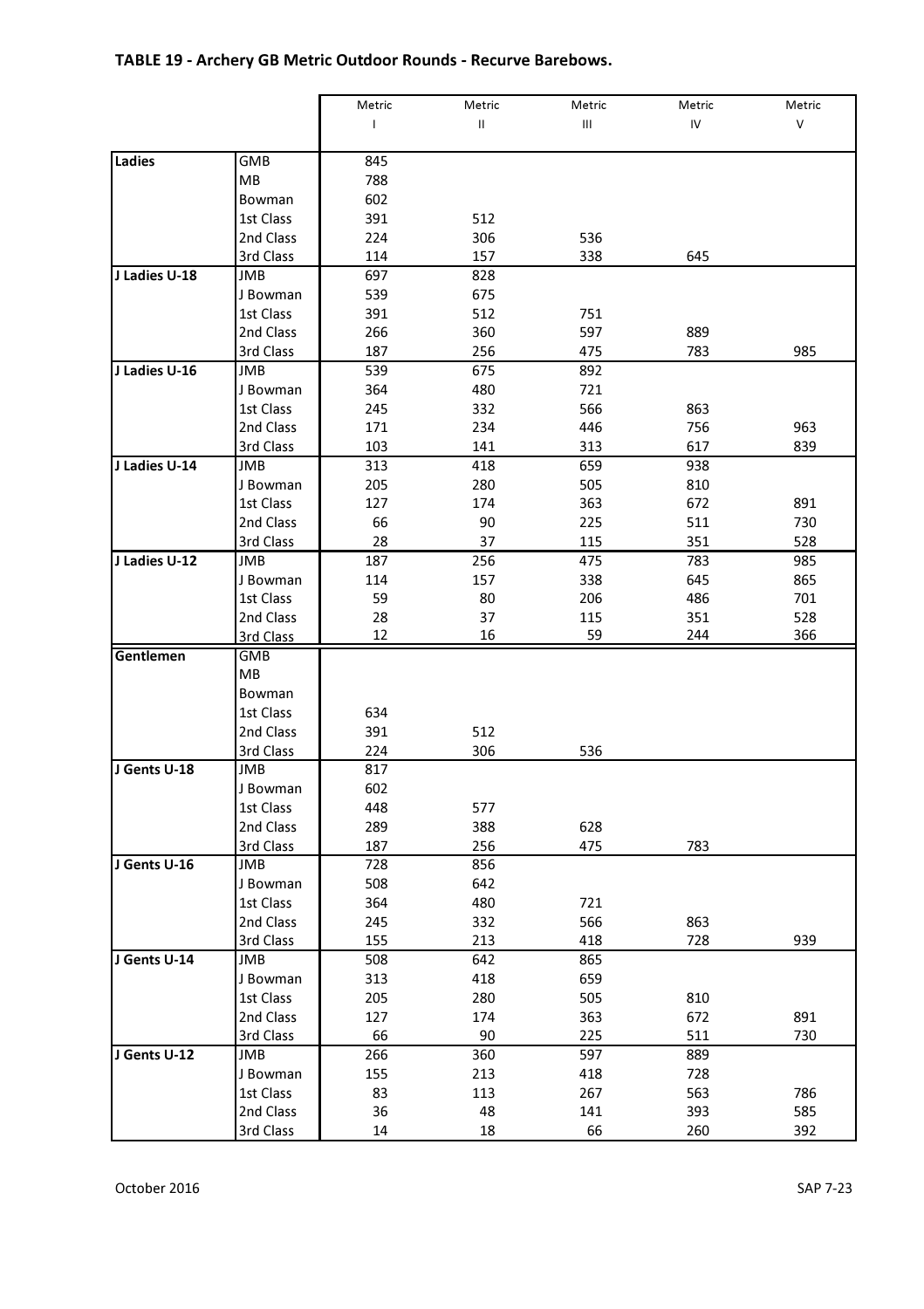## TABLE 19 - Archery GB Metric Outdoor Rounds - Recurve Barebows.

| | | Metric I | Metric II | Metric III | Metric IV | Metric V |
|---|---|---|---|---|---|---|
| **Ladies** | GMB | 845 | | | | |
| | MB | 788 | | | | |
| | Bowman | 602 | | | | |
| | 1st Class | 391 | 512 | | | |
| | 2nd Class | 224 | 306 | 536 | | |
| | 3rd Class | 114 | 157 | 338 | 645 | |
| **J Ladies U-18** | JMB | 697 | 828 | | | |
| | J Bowman | 539 | 675 | | | |
| | 1st Class | 391 | 512 | 751 | | |
| | 2nd Class | 266 | 360 | 597 | 889 | |
| | 3rd Class | 187 | 256 | 475 | 783 | 985 |
| **J Ladies U-16** | JMB | 539 | 675 | 892 | | |
| | J Bowman | 364 | 480 | 721 | | |
| | 1st Class | 245 | 332 | 566 | 863 | |
| | 2nd Class | 171 | 234 | 446 | 756 | 963 |
| | 3rd Class | 103 | 141 | 313 | 617 | 839 |
| **J Ladies U-14** | JMB | 313 | 418 | 659 | 938 | |
| | J Bowman | 205 | 280 | 505 | 810 | |
| | 1st Class | 127 | 174 | 363 | 672 | 891 |
| | 2nd Class | 66 | 90 | 225 | 511 | 730 |
| | 3rd Class | 28 | 37 | 115 | 351 | 528 |
| **J Ladies U-12** | JMB | 187 | 256 | 475 | 783 | 985 |
| | J Bowman | 114 | 157 | 338 | 645 | 865 |
| | 1st Class | 59 | 80 | 206 | 486 | 701 |
| | 2nd Class | 28 | 37 | 115 | 351 | 528 |
| | 3rd Class | 12 | 16 | 59 | 244 | 366 |
| **Gentlemen** | GMB | | | | | |
| | MB | | | | | |
| | Bowman | | | | | |
| | 1st Class | 634 | | | | |
| | 2nd Class | 391 | 512 | | | |
| | 3rd Class | 224 | 306 | 536 | | |
| **J Gents U-18** | JMB | 817 | | | | |
| | J Bowman | 602 | | | | |
| | 1st Class | 448 | 577 | | | |
| | 2nd Class | 289 | 388 | 628 | | |
| | 3rd Class | 187 | 256 | 475 | 783 | |
| **J Gents U-16** | JMB | 728 | 856 | | | |
| | J Bowman | 508 | 642 | | | |
| | 1st Class | 364 | 480 | 721 | | |
| | 2nd Class | 245 | 332 | 566 | 863 | |
| | 3rd Class | 155 | 213 | 418 | 728 | 939 |
| **J Gents U-14** | JMB | 508 | 642 | 865 | | |
| | J Bowman | 313 | 418 | 659 | | |
| | 1st Class | 205 | 280 | 505 | 810 | |
| | 2nd Class | 127 | 174 | 363 | 672 | 891 |
| | 3rd Class | 66 | 90 | 225 | 511 | 730 |
| **J Gents U-12** | JMB | 266 | 360 | 597 | 889 | |
| | J Bowman | 155 | 213 | 418 | 728 | |
| | 1st Class | 83 | 113 | 267 | 563 | 786 |
| | 2nd Class | 36 | 48 | 141 | 393 | 585 |
| | 3rd Class | 14 | 18 | 66 | 260 | 392 |

October 2016 SAP 7-23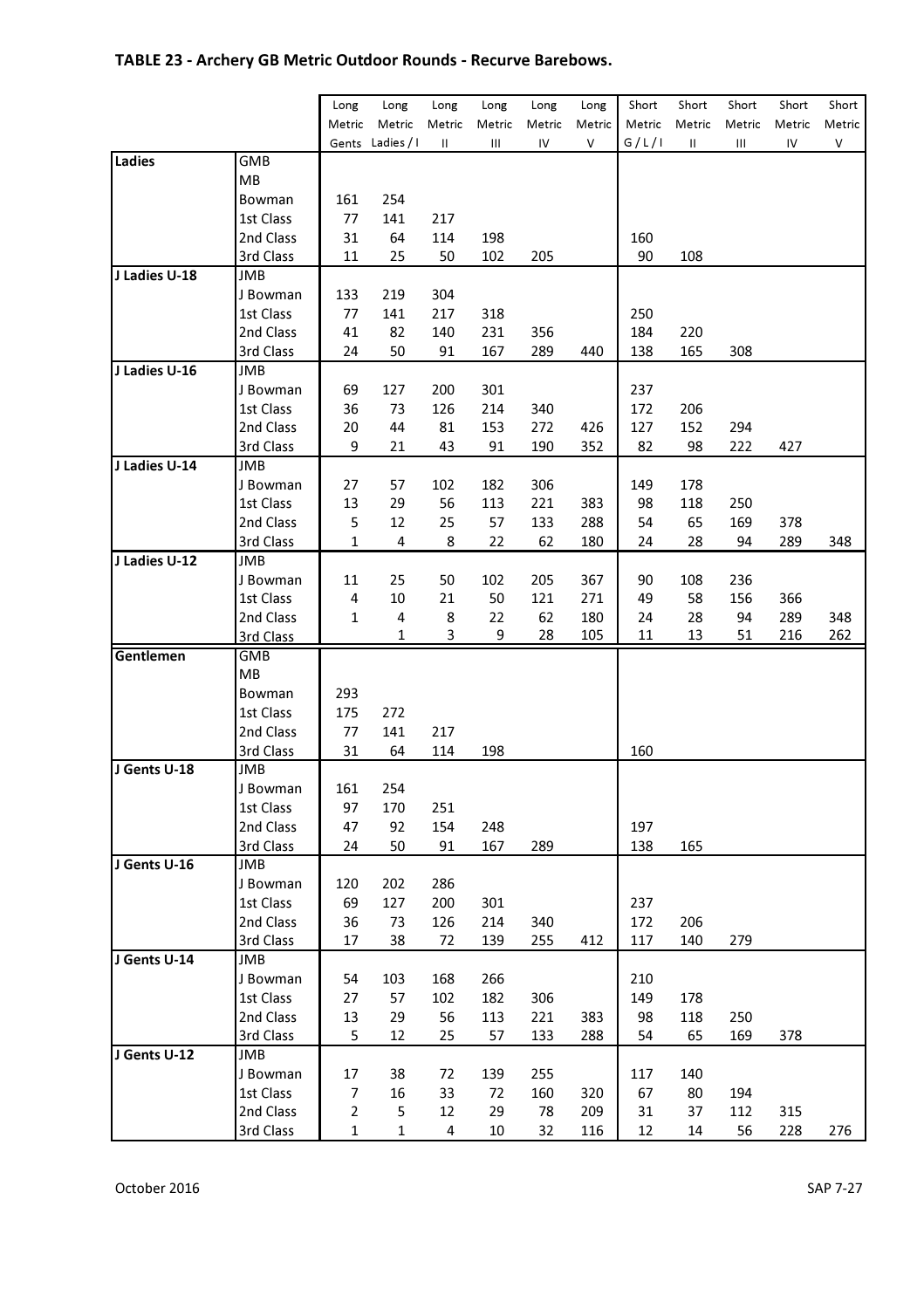## TABLE 23 - Archery GB Metric Outdoor Rounds - Recurve Barebows.

| | | Long Metric Gents | Long Metric Ladies / I | Long Metric II | Long Metric III | Long Metric IV | Long Metric V | Short Metric G / L / I | Short Metric II | Short Metric III | Short Metric IV | Short Metric V |
|---|---|---|---|---|---|---|---|---|---|---|---|---|
| **Ladies** | GMB | | | | | | | | | | | |
| | MB | | | | | | | | | | | |
| | Bowman | 161 | 254 | | | | | | | | | |
| | 1st Class | 77 | 141 | 217 | | | | | | | | |
| | 2nd Class | 31 | 64 | 114 | 198 | | | 160 | | | | |
| | 3rd Class | 11 | 25 | 50 | 102 | 205 | | 90 | 108 | | | |
| **J Ladies U-18** | JMB | | | | | | | | | | | |
| | J Bowman | 133 | 219 | 304 | | | | | | | | |
| | 1st Class | 77 | 141 | 217 | 318 | | | 250 | | | | |
| | 2nd Class | 41 | 82 | 140 | 231 | 356 | | 184 | 220 | | | |
| | 3rd Class | 24 | 50 | 91 | 167 | 289 | 440 | 138 | 165 | 308 | | |
| **J Ladies U-16** | JMB | | | | | | | | | | | |
| | J Bowman | 69 | 127 | 200 | 301 | | | 237 | | | | |
| | 1st Class | 36 | 73 | 126 | 214 | 340 | | 172 | 206 | | | |
| | 2nd Class | 20 | 44 | 81 | 153 | 272 | 426 | 127 | 152 | 294 | | |
| | 3rd Class | 9 | 21 | 43 | 91 | 190 | 352 | 82 | 98 | 222 | 427 | |
| **J Ladies U-14** | JMB | | | | | | | | | | | |
| | J Bowman | 27 | 57 | 102 | 182 | 306 | | 149 | 178 | | | |
| | 1st Class | 13 | 29 | 56 | 113 | 221 | 383 | 98 | 118 | 250 | | |
| | 2nd Class | 5 | 12 | 25 | 57 | 133 | 288 | 54 | 65 | 169 | 378 | |
| | 3rd Class | 1 | 4 | 8 | 22 | 62 | 180 | 24 | 28 | 94 | 289 | 348 |
| **J Ladies U-12** | JMB | | | | | | | | | | | |
| | J Bowman | 11 | 25 | 50 | 102 | 205 | 367 | 90 | 108 | 236 | | |
| | 1st Class | 4 | 10 | 21 | 50 | 121 | 271 | 49 | 58 | 156 | 366 | |
| | 2nd Class | 1 | 4 | 8 | 22 | 62 | 180 | 24 | 28 | 94 | 289 | 348 |
| | 3rd Class | | 1 | 3 | 9 | 28 | 105 | 11 | 13 | 51 | 216 | 262 |
| **Gentlemen** | GMB | | | | | | | | | | | |
| | MB | | | | | | | | | | | |
| | Bowman | 293 | | | | | | | | | | |
| | 1st Class | 175 | 272 | | | | | | | | | |
| | 2nd Class | 77 | 141 | 217 | | | | | | | | |
| | 3rd Class | 31 | 64 | 114 | 198 | | | 160 | | | | |
| **J Gents U-18** | JMB | | | | | | | | | | | |
| | J Bowman | 161 | 254 | | | | | | | | | |
| | 1st Class | 97 | 170 | 251 | | | | | | | | |
| | 2nd Class | 47 | 92 | 154 | 248 | | | 197 | | | | |
| | 3rd Class | 24 | 50 | 91 | 167 | 289 | | 138 | 165 | | | |
| **J Gents U-16** | JMB | | | | | | | | | | | |
| | J Bowman | 120 | 202 | 286 | | | | | | | | |
| | 1st Class | 69 | 127 | 200 | 301 | | | 237 | | | | |
| | 2nd Class | 36 | 73 | 126 | 214 | 340 | | 172 | 206 | | | |
| | 3rd Class | 17 | 38 | 72 | 139 | 255 | 412 | 117 | 140 | 279 | | |
| **J Gents U-14** | JMB | | | | | | | | | | | |
| | J Bowman | 54 | 103 | 168 | 266 | | | 210 | | | | |
| | 1st Class | 27 | 57 | 102 | 182 | 306 | | 149 | 178 | | | |
| | 2nd Class | 13 | 29 | 56 | 113 | 221 | 383 | 98 | 118 | 250 | | |
| | 3rd Class | 5 | 12 | 25 | 57 | 133 | 288 | 54 | 65 | 169 | 378 | |
| **J Gents U-12** | JMB | | | | | | | | | | | |
| | J Bowman | 17 | 38 | 72 | 139 | 255 | | 117 | 140 | | | |
| | 1st Class | 7 | 16 | 33 | 72 | 160 | 320 | 67 | 80 | 194 | | |
| | 2nd Class | 2 | 5 | 12 | 29 | 78 | 209 | 31 | 37 | 112 | 315 | |
| | 3rd Class | 1 | 1 | 4 | 10 | 32 | 116 | 12 | 14 | 56 | 228 | 276 |

October 2016 SAP 7-27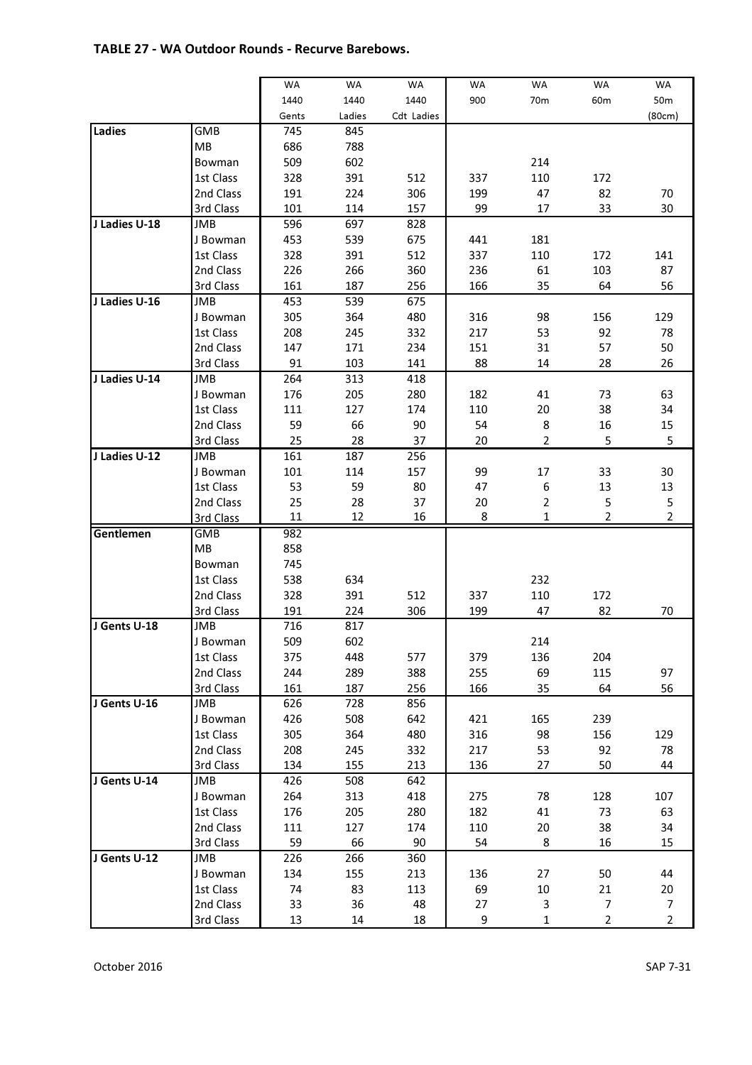**TABLE 27 - WA Outdoor Rounds - Recurve Barebows.**

| | | WA 1440 Gents | WA 1440 Ladies | WA 1440 Cdt Ladies | WA 900 | WA 70m | WA 60m | WA 50m (80cm) |
|---|---|---|---|---|---|---|---|---|
| **Ladies** | GMB | 745 | 845 | | | | | |
| | MB | 686 | 788 | | | | | |
| | Bowman | 509 | 602 | | | 214 | | |
| | 1st Class | 328 | 391 | 512 | 337 | 110 | 172 | |
| | 2nd Class | 191 | 224 | 306 | 199 | 47 | 82 | 70 |
| | 3rd Class | 101 | 114 | 157 | 99 | 17 | 33 | 30 |
| **J Ladies U-18** | JMB | 596 | 697 | 828 | | | | |
| | J Bowman | 453 | 539 | 675 | 441 | 181 | | |
| | 1st Class | 328 | 391 | 512 | 337 | 110 | 172 | 141 |
| | 2nd Class | 226 | 266 | 360 | 236 | 61 | 103 | 87 |
| | 3rd Class | 161 | 187 | 256 | 166 | 35 | 64 | 56 |
| **J Ladies U-16** | JMB | 453 | 539 | 675 | | | | |
| | J Bowman | 305 | 364 | 480 | 316 | 98 | 156 | 129 |
| | 1st Class | 208 | 245 | 332 | 217 | 53 | 92 | 78 |
| | 2nd Class | 147 | 171 | 234 | 151 | 31 | 57 | 50 |
| | 3rd Class | 91 | 103 | 141 | 88 | 14 | 28 | 26 |
| **J Ladies U-14** | JMB | 264 | 313 | 418 | | | | |
| | J Bowman | 176 | 205 | 280 | 182 | 41 | 73 | 63 |
| | 1st Class | 111 | 127 | 174 | 110 | 20 | 38 | 34 |
| | 2nd Class | 59 | 66 | 90 | 54 | 8 | 16 | 15 |
| | 3rd Class | 25 | 28 | 37 | 20 | 2 | 5 | 5 |
| **J Ladies U-12** | JMB | 161 | 187 | 256 | | | | |
| | J Bowman | 101 | 114 | 157 | 99 | 17 | 33 | 30 |
| | 1st Class | 53 | 59 | 80 | 47 | 6 | 13 | 13 |
| | 2nd Class | 25 | 28 | 37 | 20 | 2 | 5 | 5 |
| | 3rd Class | 11 | 12 | 16 | 8 | 1 | 2 | 2 |
| **Gentlemen** | GMB | 982 | | | | | | |
| | MB | 858 | | | | | | |
| | Bowman | 745 | | | | | | |
| | 1st Class | 538 | 634 | | | 232 | | |
| | 2nd Class | 328 | 391 | 512 | 337 | 110 | 172 | |
| | 3rd Class | 191 | 224 | 306 | 199 | 47 | 82 | 70 |
| **J Gents U-18** | JMB | 716 | 817 | | | | | |
| | J Bowman | 509 | 602 | | | 214 | | |
| | 1st Class | 375 | 448 | 577 | 379 | 136 | 204 | |
| | 2nd Class | 244 | 289 | 388 | 255 | 69 | 115 | 97 |
| | 3rd Class | 161 | 187 | 256 | 166 | 35 | 64 | 56 |
| **J Gents U-16** | JMB | 626 | 728 | 856 | | | | |
| | J Bowman | 426 | 508 | 642 | 421 | 165 | 239 | |
| | 1st Class | 305 | 364 | 480 | 316 | 98 | 156 | 129 |
| | 2nd Class | 208 | 245 | 332 | 217 | 53 | 92 | 78 |
| | 3rd Class | 134 | 155 | 213 | 136 | 27 | 50 | 44 |
| **J Gents U-14** | JMB | 426 | 508 | 642 | | | | |
| | J Bowman | 264 | 313 | 418 | 275 | 78 | 128 | 107 |
| | 1st Class | 176 | 205 | 280 | 182 | 41 | 73 | 63 |
| | 2nd Class | 111 | 127 | 174 | 110 | 20 | 38 | 34 |
| | 3rd Class | 59 | 66 | 90 | 54 | 8 | 16 | 15 |
| **J Gents U-12** | JMB | 226 | 266 | 360 | | | | |
| | J Bowman | 134 | 155 | 213 | 136 | 27 | 50 | 44 |
| | 1st Class | 74 | 83 | 113 | 69 | 10 | 21 | 20 |
| | 2nd Class | 33 | 36 | 48 | 27 | 3 | 7 | 7 |
| | 3rd Class | 13 | 14 | 18 | 9 | 1 | 2 | 2 |

October 2016 SAP 7-31